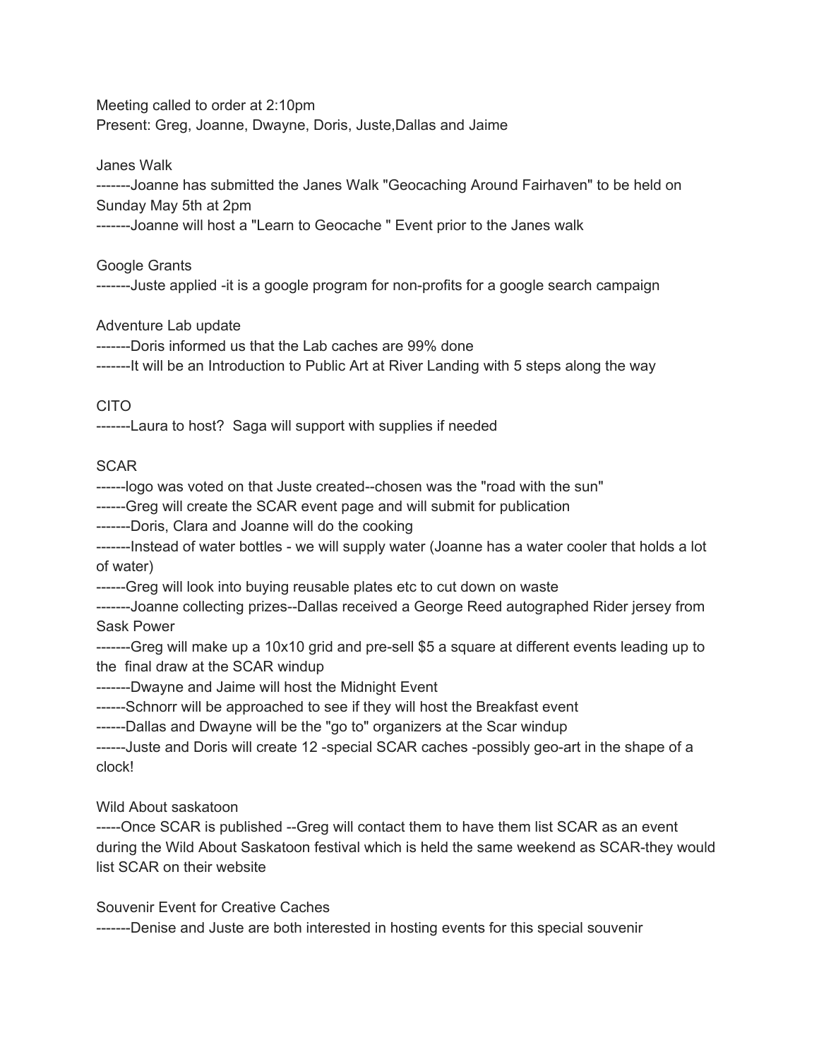Meeting called to order at 2:10pm
Present: Greg, Joanne, Dwayne, Doris, Juste,Dallas and Jaime

Janes Walk

-------Joanne has submitted the Janes Walk "Geocaching Around Fairhaven" to be held on Sunday May 5th at 2pm

-------Joanne will host a "Learn to Geocache " Event prior to the Janes walk

Google Grants

-------Juste applied -it is a google program for non-profits for a google search campaign

Adventure Lab update

-------Doris informed us that the Lab caches are 99% done

-------It will be an Introduction to Public Art at River Landing with 5 steps along the way

CITO

-------Laura to host? Saga will support with supplies if needed

SCAR

------logo was voted on that Juste created--chosen was the "road with the sun"

------Greg will create the SCAR event page and will submit for publication

-------Doris, Clara and Joanne will do the cooking

-------Instead of water bottles - we will supply water (Joanne has a water cooler that holds a lot of water)

------Greg will look into buying reusable plates etc to cut down on waste

-------Joanne collecting prizes--Dallas received a George Reed autographed Rider jersey from Sask Power

-------Greg will make up a 10x10 grid and pre-sell $5 a square at different events leading up to the final draw at the SCAR windup

-------Dwayne and Jaime will host the Midnight Event

------Schnorr will be approached to see if they will host the Breakfast event

------Dallas and Dwayne will be the "go to" organizers at the Scar windup

------Juste and Doris will create 12 -special SCAR caches -possibly geo-art in the shape of a clock!

Wild About saskatoon

-----Once SCAR is published --Greg will contact them to have them list SCAR as an event during the Wild About Saskatoon festival which is held the same weekend as SCAR-they would list SCAR on their website

Souvenir Event for Creative Caches

-------Denise and Juste are both interested in hosting events for this special souvenir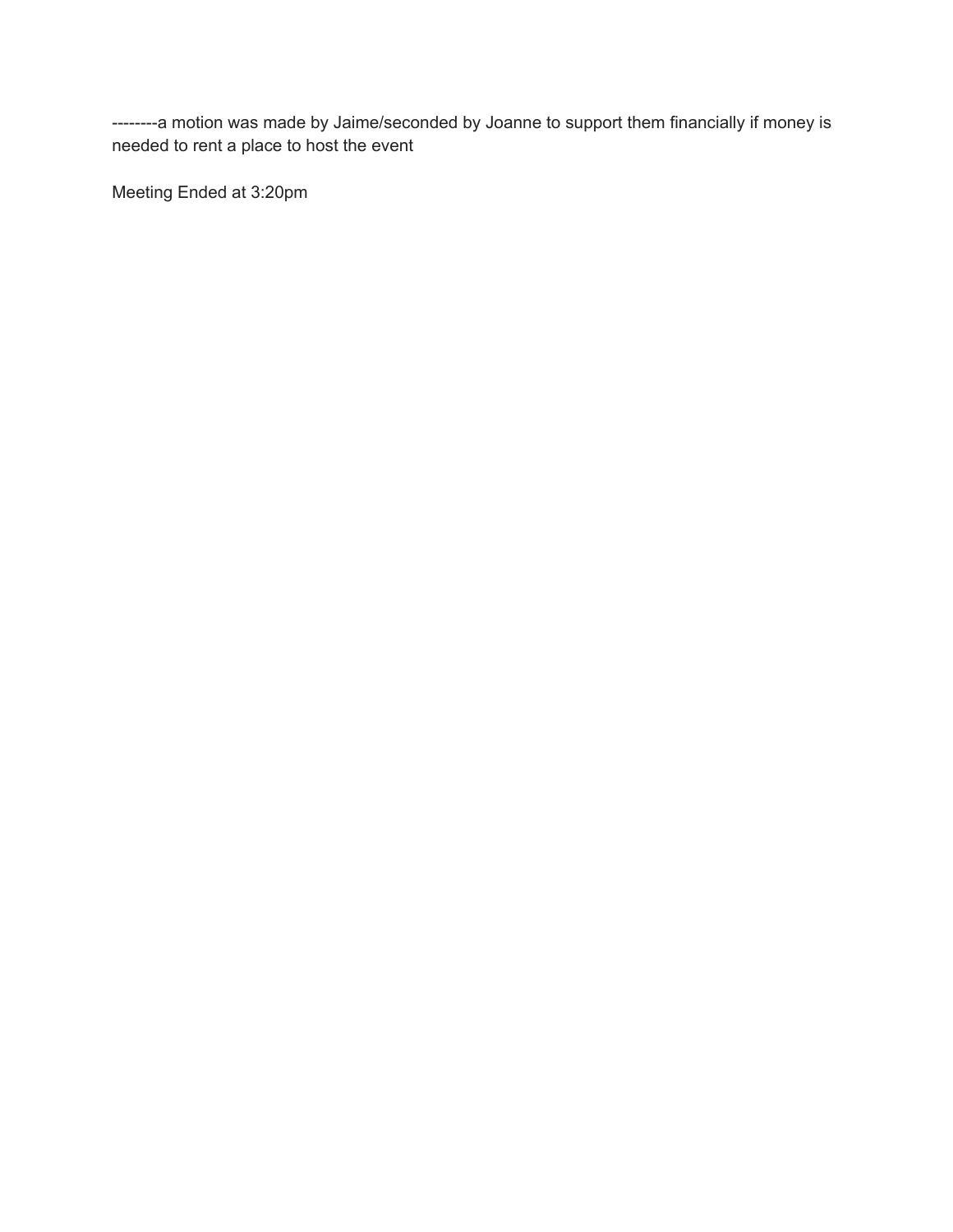--------a motion was made by Jaime/seconded by Joanne to support them financially if money is needed to rent a place to host the event

Meeting Ended at 3:20pm